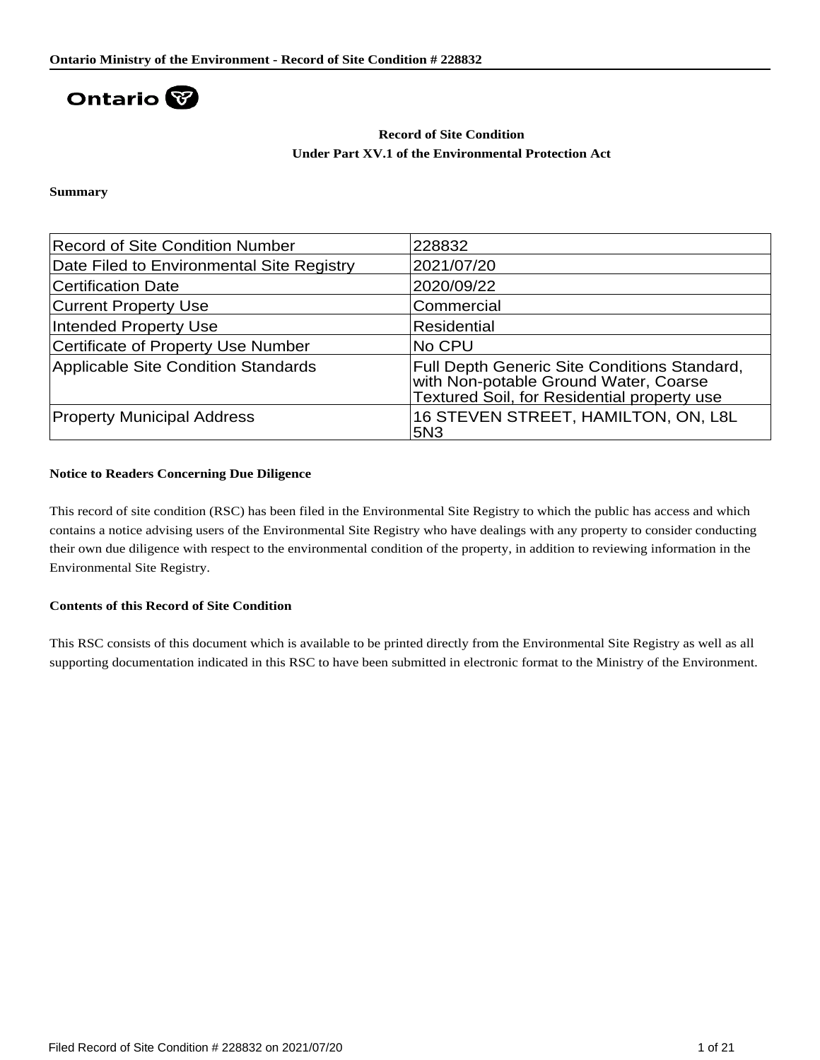Ontario

# Record of Site Condition
## Under Part XV.1 of the Environmental Protection Act

### Summary

| Record of Site Condition Number | 228832 |
| --- | --- |
| Date Filed to Environmental Site Registry | 2021/07/20 |
| Certification Date | 2020/09/22 |
| Current Property Use | Commercial |
| Intended Property Use | Residential |
| Certificate of Property Use Number | No CPU |
| Applicable Site Condition Standards | Full Depth Generic Site Conditions Standard, with Non-potable Ground Water, Coarse Textured Soil, for Residential property use |
| Property Municipal Address | 16 STEVEN STREET, HAMILTON, ON, L8L 5N3 |

### Notice to Readers Concerning Due Diligence

This record of site condition (RSC) has been filed in the Environmental Site Registry to which the public has access and which contains a notice advising users of the Environmental Site Registry who have dealings with any property to consider conducting their own due diligence with respect to the environmental condition of the property, in addition to reviewing information in the Environmental Site Registry.

### Contents of this Record of Site Condition

This RSC consists of this document which is available to be printed directly from the Environmental Site Registry as well as all supporting documentation indicated in this RSC to have been submitted in electronic format to the Ministry of the Environment.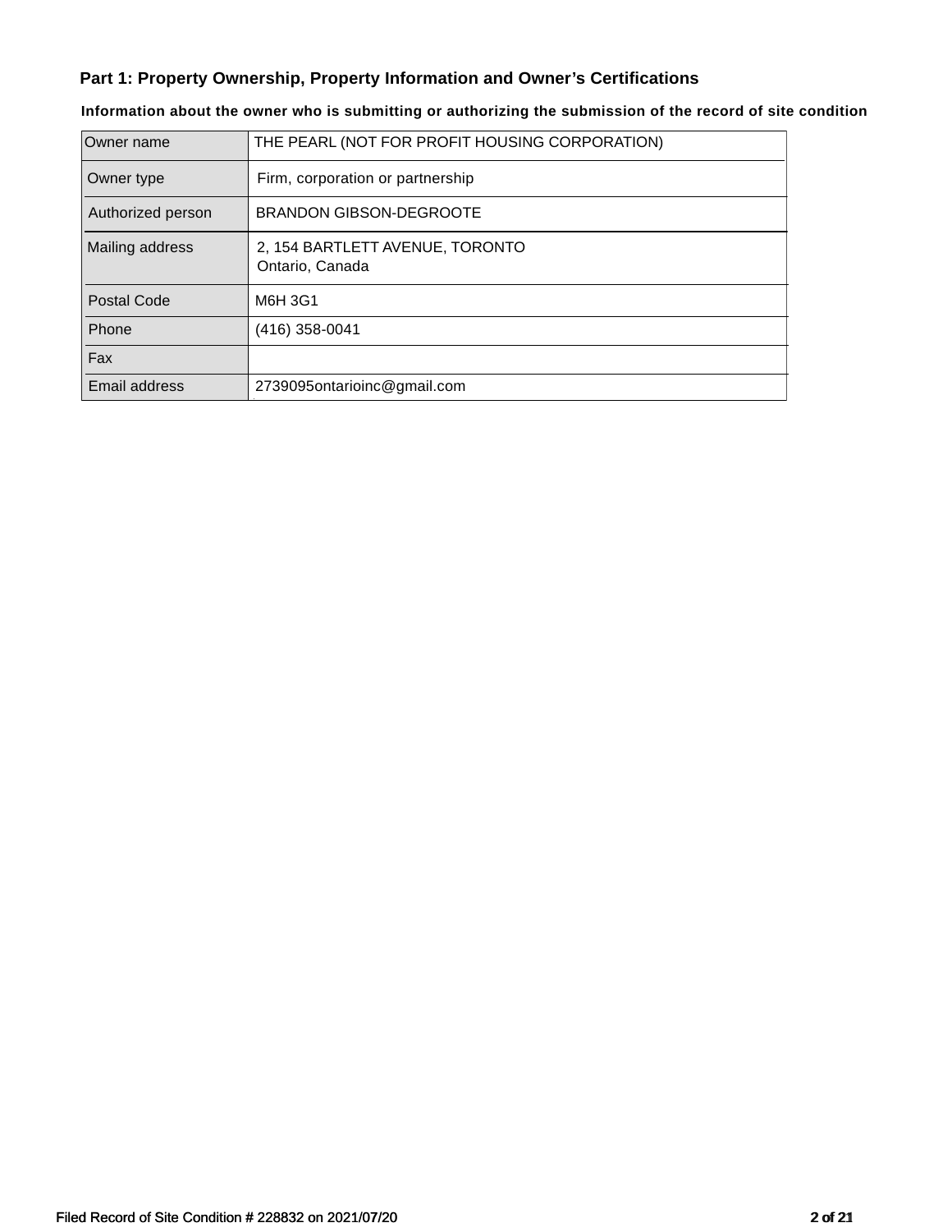## Part 1: Property Ownership, Property Information and Owner's Certifications

**Information about the owner who is submitting or authorizing the submission of the record of site condition**

| Owner name | THE PEARL (NOT FOR PROFIT HOUSING CORPORATION) |
| --- | --- |
| Owner type | Firm, corporation or partnership |
| Authorized person | BRANDON GIBSON-DEGROOTE |
| Mailing address | 2, 154 BARTLETT AVENUE, TORONTO<br>Ontario, Canada |
| Postal Code | M6H 3G1 |
| Phone | (416) 358-0041 |
| Fax | |
| Email address | 2739095ontarioinc@gmail.com |

Filed Record of Site Condition # 228832 on 2021/07/20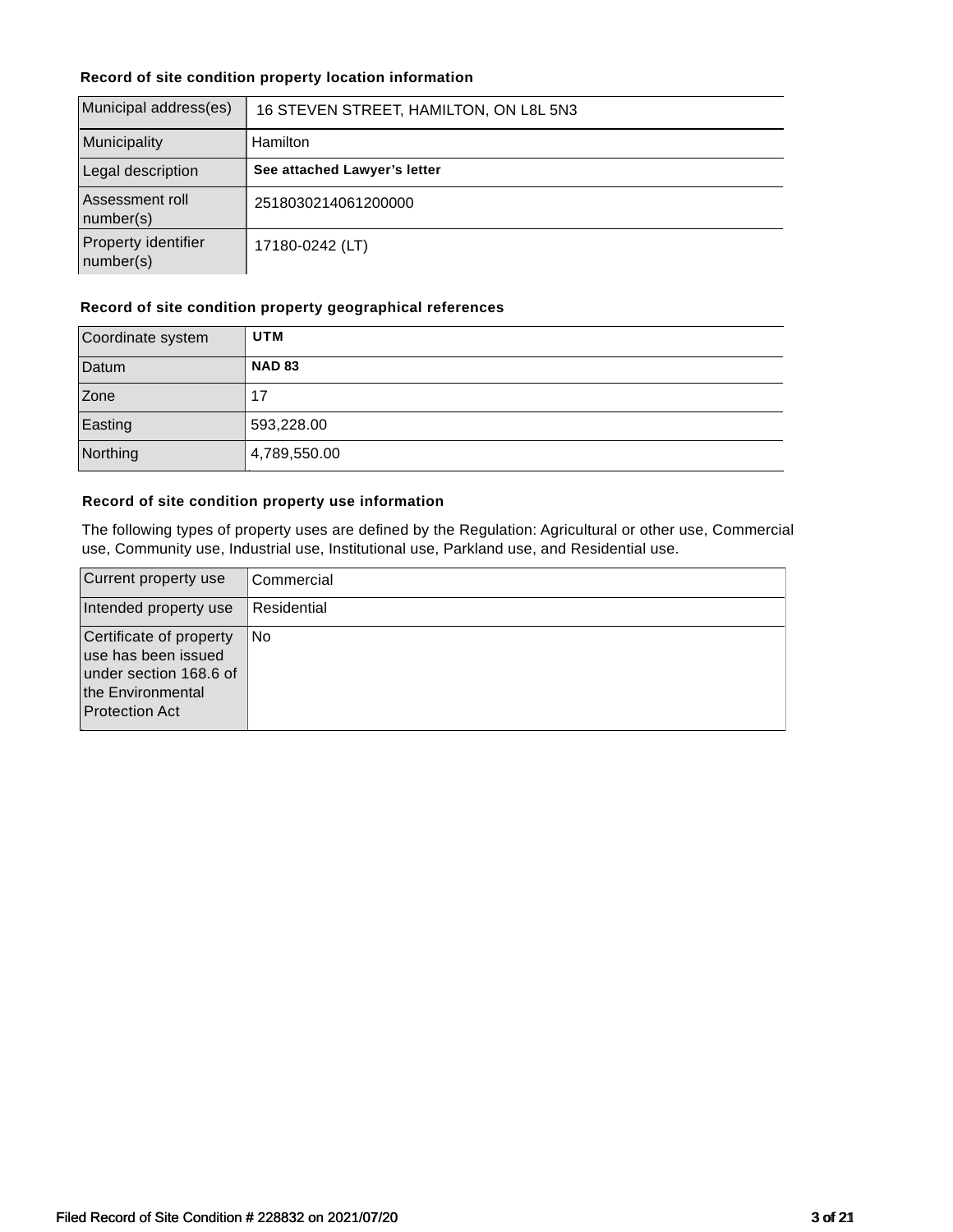**Record of site condition property location information**

| Municipal address(es) | 16 STEVEN STREET, HAMILTON, ON L8L 5N3 |
|---|---|
| Municipality | Hamilton |
| Legal description | **See attached Lawyer's letter** |
| Assessment roll number(s) | 2518030214061200000 |
| Property identifier number(s) | 17180-0242 (LT) |

**Record of site condition property geographical references**

| Coordinate system | **UTM** |
|---|---|
| Datum | **NAD 83** |
| Zone | 17 |
| Easting | 593,228.00 |
| Northing | 4,789,550.00 |

**Record of site condition property use information**

The following types of property uses are defined by the Regulation: Agricultural or other use, Commercial use, Community use, Industrial use, Institutional use, Parkland use, and Residential use.

| Current property use | Commercial |
|---|---|
| Intended property use | Residential |
| Certificate of property use has been issued under section 168.6 of the Environmental Protection Act | No |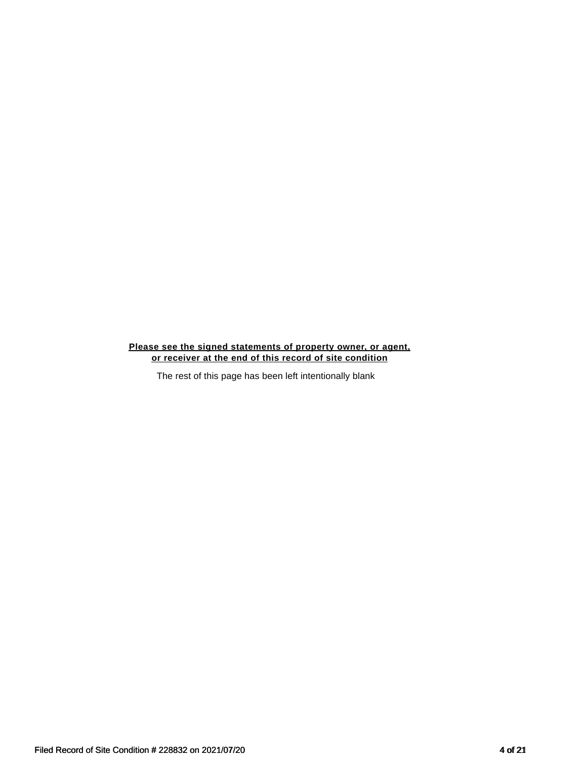**Please see the signed statements of property owner, or agent, or receiver at the end of this record of site condition**

The rest of this page has been left intentionally blank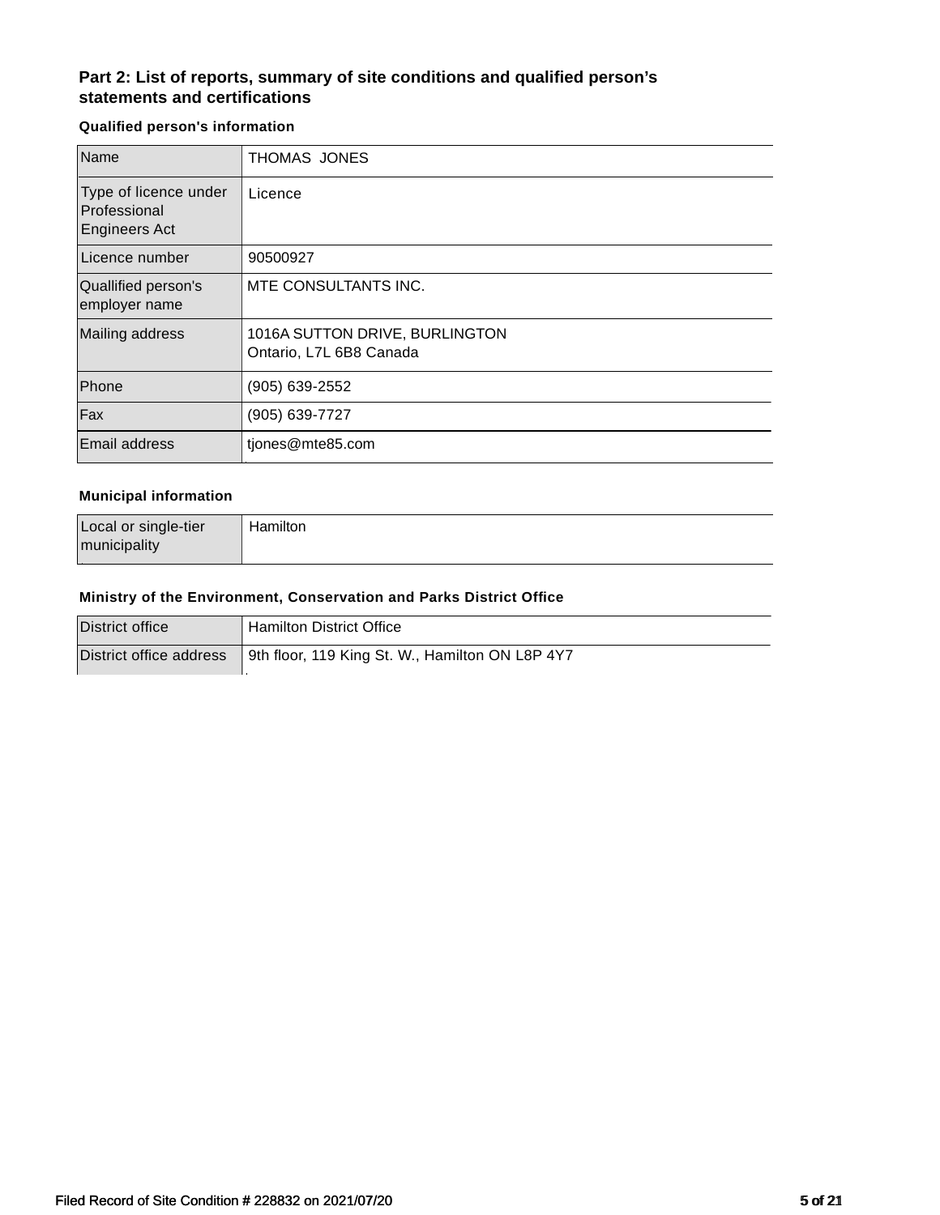## Part 2: List of reports, summary of site conditions and qualified person's statements and certifications

### Qualified person's information

| | |
|---|---|
| Name | THOMAS JONES |
| Type of licence under Professional Engineers Act | Licence |
| Licence number | 90500927 |
| Quallified person's employer name | MTE CONSULTANTS INC. |
| Mailing address | 1016A SUTTON DRIVE, BURLINGTON<br>Ontario, L7L 6B8 Canada |
| Phone | (905) 639-2552 |
| Fax | (905) 639-7727 |
| Email address | tjones@mte85.com |

### Municipal information

| | |
|---|---|
| Local or single-tier municipality | Hamilton |

### Ministry of the Environment, Conservation and Parks District Office

| | |
|---|---|
| District office | Hamilton District Office |
| District office address | 9th floor, 119 King St. W., Hamilton ON L8P 4Y7 |

Filed Record of Site Condition # 228832 on 2021/07/20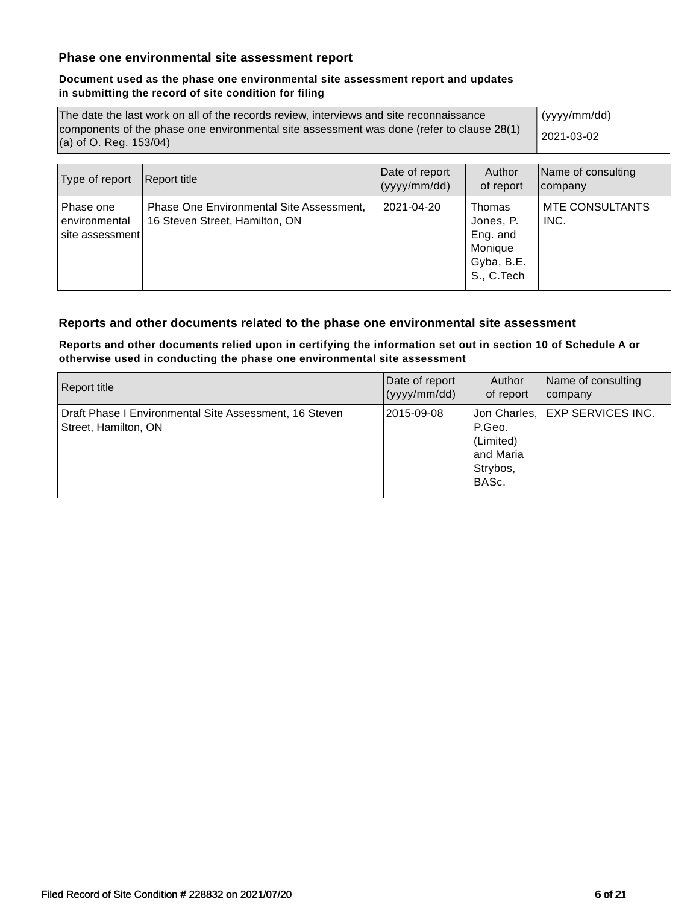### Phase one environmental site assessment report

**Document used as the phase one environmental site assessment report and updates in submitting the record of site condition for filing**

| The date the last work on all of the records review, interviews and site reconnaissance components of the phase one environmental site assessment was done (refer to clause 28(1)(a) of O. Reg. 153/04) | (yyyy/mm/dd) 2021-03-02 |
|---|---|

| Type of report | Report title | Date of report (yyyy/mm/dd) | Author of report | Name of consulting company |
|---|---|---|---|---|
| Phase one environmental site assessment | Phase One Environmental Site Assessment, 16 Steven Street, Hamilton, ON | 2021-04-20 | Thomas Jones, P. Eng. and Monique Gyba, B.E.S., C.Tech | MTE CONSULTANTS INC. |

### Reports and other documents related to the phase one environmental site assessment

**Reports and other documents relied upon in certifying the information set out in section 10 of Schedule A or otherwise used in conducting the phase one environmental site assessment**

| Report title | Date of report (yyyy/mm/dd) | Author of report | Name of consulting company |
|---|---|---|---|
| Draft Phase I Environmental Site Assessment, 16 Steven Street, Hamilton, ON | 2015-09-08 | Jon Charles, P.Geo. (Limited) and Maria Strybos, BASc. | EXP SERVICES INC. |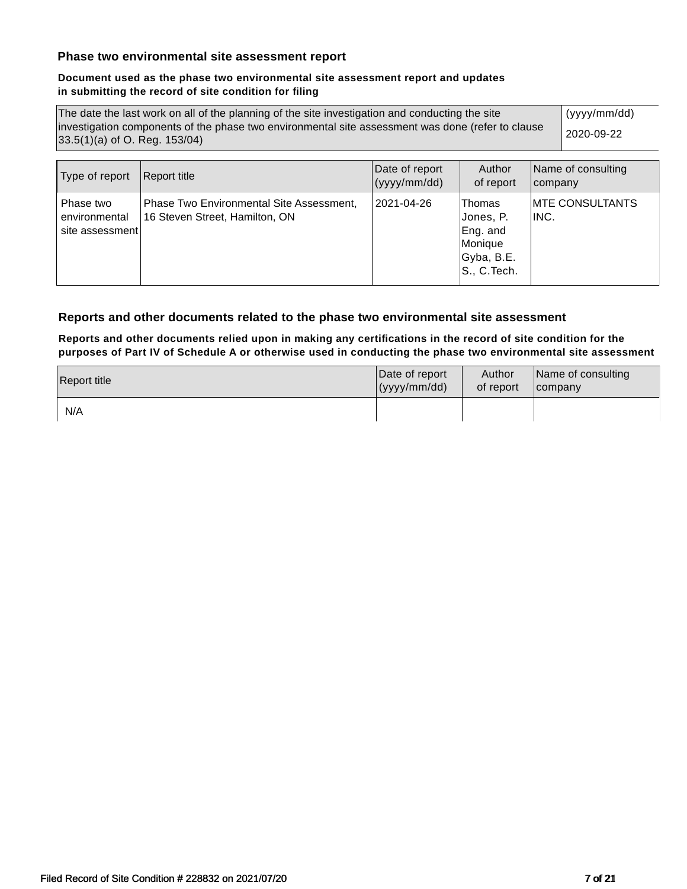### Phase two environmental site assessment report

**Document used as the phase two environmental site assessment report and updates in submitting the record of site condition for filing**

| The date the last work on all of the planning of the site investigation and conducting the site investigation components of the phase two environmental site assessment was done (refer to clause 33.5(1)(a) of O. Reg. 153/04) | (yyyy/mm/dd) 2020-09-22 |
|---|---|

| Type of report | Report title | Date of report (yyyy/mm/dd) | Author of report | Name of consulting company |
|---|---|---|---|---|
| Phase two environmental site assessment | Phase Two Environmental Site Assessment, 16 Steven Street, Hamilton, ON | 2021-04-26 | Thomas Jones, P. Eng. and Monique Gyba, B.E.S., C.Tech. | MTE CONSULTANTS INC. |

### Reports and other documents related to the phase two environmental site assessment

**Reports and other documents relied upon in making any certifications in the record of site condition for the purposes of Part IV of Schedule A or otherwise used in conducting the phase two environmental site assessment**

| Report title | Date of report (yyyy/mm/dd) | Author of report | Name of consulting company |
|---|---|---|---|
| N/A | | | |

Filed Record of Site Condition # 228832 on 2021/07/20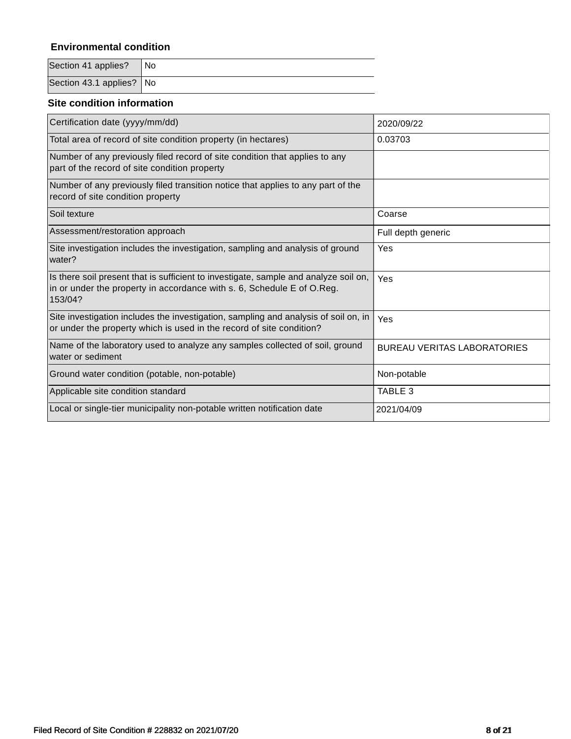### Environmental condition

| | |
|---|---|
| Section 41 applies? | No |
| Section 43.1 applies? | No |

### Site condition information

| | |
|---|---|
| Certification date (yyyy/mm/dd) | 2020/09/22 |
| Total area of record of site condition property (in hectares) | 0.03703 |
| Number of any previously filed record of site condition that applies to any part of the record of site condition property | |
| Number of any previously filed transition notice that applies to any part of the record of site condition property | |
| Soil texture | Coarse |
| Assessment/restoration approach | Full depth generic |
| Site investigation includes the investigation, sampling and analysis of ground water? | Yes |
| Is there soil present that is sufficient to investigate, sample and analyze soil on, in or under the property in accordance with s. 6, Schedule E of O.Reg. 153/04? | Yes |
| Site investigation includes the investigation, sampling and analysis of soil on, in or under the property which is used in the record of site condition? | Yes |
| Name of the laboratory used to analyze any samples collected of soil, ground water or sediment | BUREAU VERITAS LABORATORIES |
| Ground water condition (potable, non-potable) | Non-potable |
| Applicable site condition standard | TABLE 3 |
| Local or single-tier municipality non-potable written notification date | 2021/04/09 |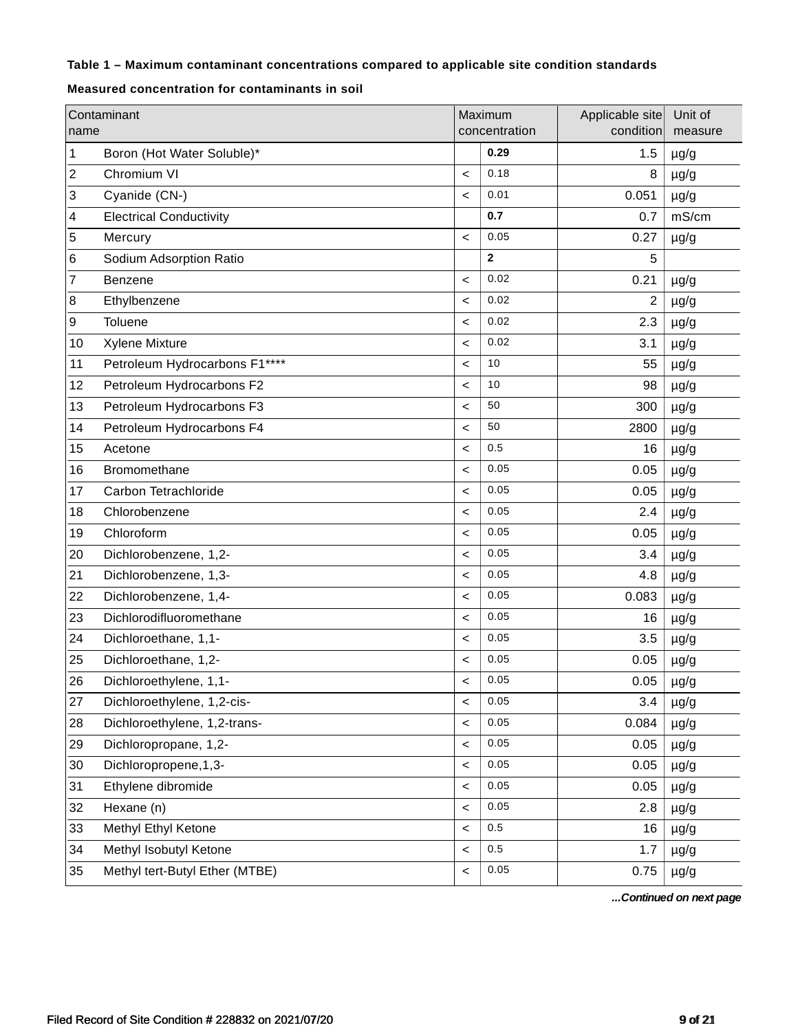**Table 1 – Maximum contaminant concentrations compared to applicable site condition standards**

**Measured concentration for contaminants in soil**

| Contaminant name | | Maximum concentration | | Applicable site condition | Unit of measure |
|---|---|---|---|---|---|
| 1 | Boron (Hot Water Soluble)* | | **0.29** | 1.5 | µg/g |
| 2 | Chromium VI | < | 0.18 | 8 | µg/g |
| 3 | Cyanide (CN-) | < | 0.01 | 0.051 | µg/g |
| 4 | Electrical Conductivity | | **0.7** | 0.7 | mS/cm |
| 5 | Mercury | < | 0.05 | 0.27 | µg/g |
| 6 | Sodium Adsorption Ratio | | **2** | 5 | |
| 7 | Benzene | < | 0.02 | 0.21 | µg/g |
| 8 | Ethylbenzene | < | 0.02 | 2 | µg/g |
| 9 | Toluene | < | 0.02 | 2.3 | µg/g |
| 10 | Xylene Mixture | < | 0.02 | 3.1 | µg/g |
| 11 | Petroleum Hydrocarbons F1**** | < | 10 | 55 | µg/g |
| 12 | Petroleum Hydrocarbons F2 | < | 10 | 98 | µg/g |
| 13 | Petroleum Hydrocarbons F3 | < | 50 | 300 | µg/g |
| 14 | Petroleum Hydrocarbons F4 | < | 50 | 2800 | µg/g |
| 15 | Acetone | < | 0.5 | 16 | µg/g |
| 16 | Bromomethane | < | 0.05 | 0.05 | µg/g |
| 17 | Carbon Tetrachloride | < | 0.05 | 0.05 | µg/g |
| 18 | Chlorobenzene | < | 0.05 | 2.4 | µg/g |
| 19 | Chloroform | < | 0.05 | 0.05 | µg/g |
| 20 | Dichlorobenzene, 1,2- | < | 0.05 | 3.4 | µg/g |
| 21 | Dichlorobenzene, 1,3- | < | 0.05 | 4.8 | µg/g |
| 22 | Dichlorobenzene, 1,4- | < | 0.05 | 0.083 | µg/g |
| 23 | Dichlorodifluoromethane | < | 0.05 | 16 | µg/g |
| 24 | Dichloroethane, 1,1- | < | 0.05 | 3.5 | µg/g |
| 25 | Dichloroethane, 1,2- | < | 0.05 | 0.05 | µg/g |
| 26 | Dichloroethylene, 1,1- | < | 0.05 | 0.05 | µg/g |
| 27 | Dichloroethylene, 1,2-cis- | < | 0.05 | 3.4 | µg/g |
| 28 | Dichloroethylene, 1,2-trans- | < | 0.05 | 0.084 | µg/g |
| 29 | Dichloropropane, 1,2- | < | 0.05 | 0.05 | µg/g |
| 30 | Dichloropropene,1,3- | < | 0.05 | 0.05 | µg/g |
| 31 | Ethylene dibromide | < | 0.05 | 0.05 | µg/g |
| 32 | Hexane (n) | < | 0.05 | 2.8 | µg/g |
| 33 | Methyl Ethyl Ketone | < | 0.5 | 16 | µg/g |
| 34 | Methyl Isobutyl Ketone | < | 0.5 | 1.7 | µg/g |
| 35 | Methyl tert-Butyl Ether (MTBE) | < | 0.05 | 0.75 | µg/g |

***...Continued on next page***

Filed Record of Site Condition # 228832 on 2021/07/20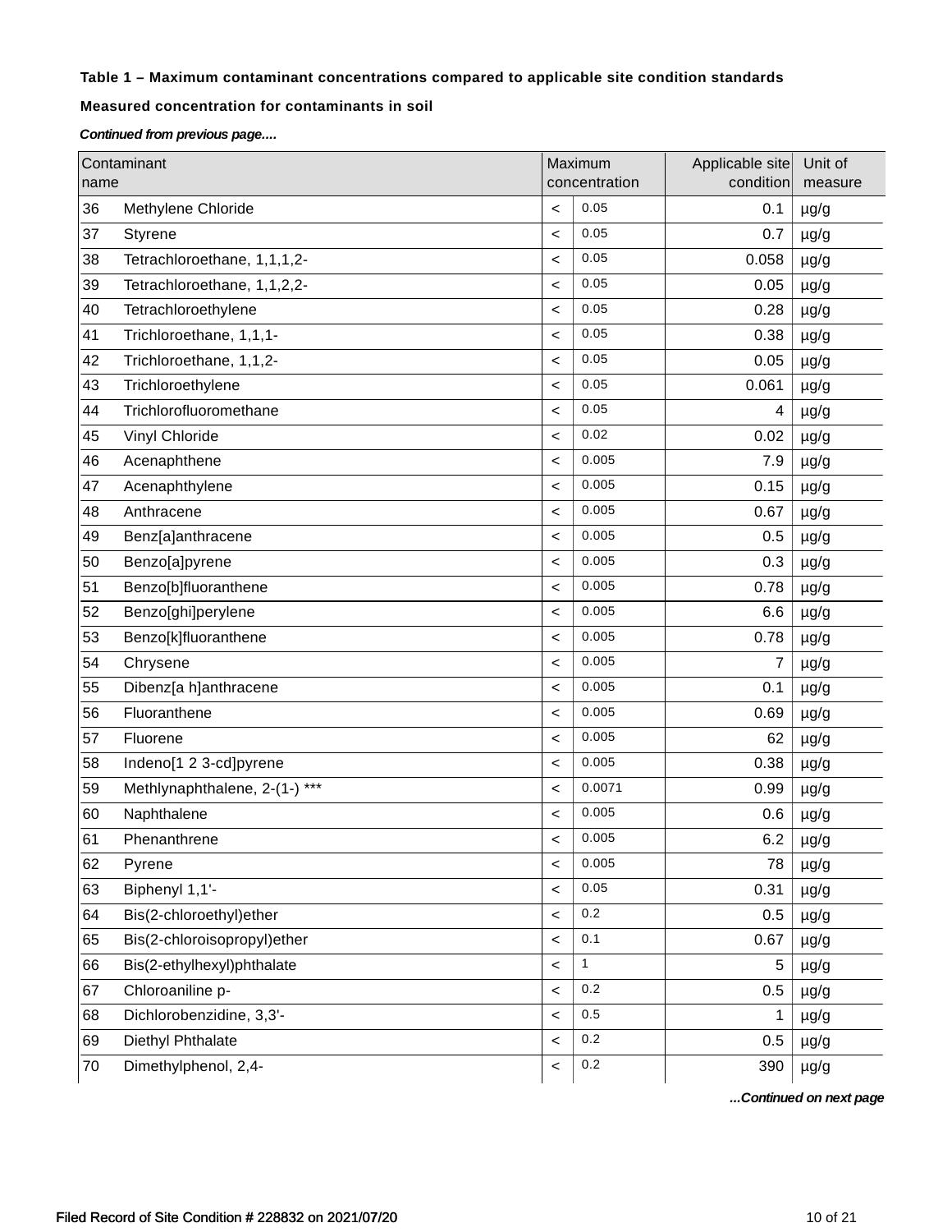**Table 1 – Maximum contaminant concentrations compared to applicable site condition standards**

**Measured concentration for contaminants in soil**

***Continued from previous page....***

| Contaminant name | | Maximum concentration | | Applicable site condition | Unit of measure |
|---|---|---|---|---|---|
| 36 | Methylene Chloride | < | 0.05 | 0.1 | µg/g |
| 37 | Styrene | < | 0.05 | 0.7 | µg/g |
| 38 | Tetrachloroethane, 1,1,1,2- | < | 0.05 | 0.058 | µg/g |
| 39 | Tetrachloroethane, 1,1,2,2- | < | 0.05 | 0.05 | µg/g |
| 40 | Tetrachloroethylene | < | 0.05 | 0.28 | µg/g |
| 41 | Trichloroethane, 1,1,1- | < | 0.05 | 0.38 | µg/g |
| 42 | Trichloroethane, 1,1,2- | < | 0.05 | 0.05 | µg/g |
| 43 | Trichloroethylene | < | 0.05 | 0.061 | µg/g |
| 44 | Trichlorofluoromethane | < | 0.05 | 4 | µg/g |
| 45 | Vinyl Chloride | < | 0.02 | 0.02 | µg/g |
| 46 | Acenaphthene | < | 0.005 | 7.9 | µg/g |
| 47 | Acenaphthylene | < | 0.005 | 0.15 | µg/g |
| 48 | Anthracene | < | 0.005 | 0.67 | µg/g |
| 49 | Benz[a]anthracene | < | 0.005 | 0.5 | µg/g |
| 50 | Benzo[a]pyrene | < | 0.005 | 0.3 | µg/g |
| 51 | Benzo[b]fluoranthene | < | 0.005 | 0.78 | µg/g |
| 52 | Benzo[ghi]perylene | < | 0.005 | 6.6 | µg/g |
| 53 | Benzo[k]fluoranthene | < | 0.005 | 0.78 | µg/g |
| 54 | Chrysene | < | 0.005 | 7 | µg/g |
| 55 | Dibenz[a h]anthracene | < | 0.005 | 0.1 | µg/g |
| 56 | Fluoranthene | < | 0.005 | 0.69 | µg/g |
| 57 | Fluorene | < | 0.005 | 62 | µg/g |
| 58 | Indeno[1 2 3-cd]pyrene | < | 0.005 | 0.38 | µg/g |
| 59 | Methlynaphthalene, 2-(1-) *** | < | 0.0071 | 0.99 | µg/g |
| 60 | Naphthalene | < | 0.005 | 0.6 | µg/g |
| 61 | Phenanthrene | < | 0.005 | 6.2 | µg/g |
| 62 | Pyrene | < | 0.005 | 78 | µg/g |
| 63 | Biphenyl 1,1'- | < | 0.05 | 0.31 | µg/g |
| 64 | Bis(2-chloroethyl)ether | < | 0.2 | 0.5 | µg/g |
| 65 | Bis(2-chloroisopropyl)ether | < | 0.1 | 0.67 | µg/g |
| 66 | Bis(2-ethylhexyl)phthalate | < | 1 | 5 | µg/g |
| 67 | Chloroaniline p- | < | 0.2 | 0.5 | µg/g |
| 68 | Dichlorobenzidine, 3,3'- | < | 0.5 | 1 | µg/g |
| 69 | Diethyl Phthalate | < | 0.2 | 0.5 | µg/g |
| 70 | Dimethylphenol, 2,4- | < | 0.2 | 390 | µg/g |

***...Continued on next page***

Filed Record of Site Condition # 228832 on 2021/07/20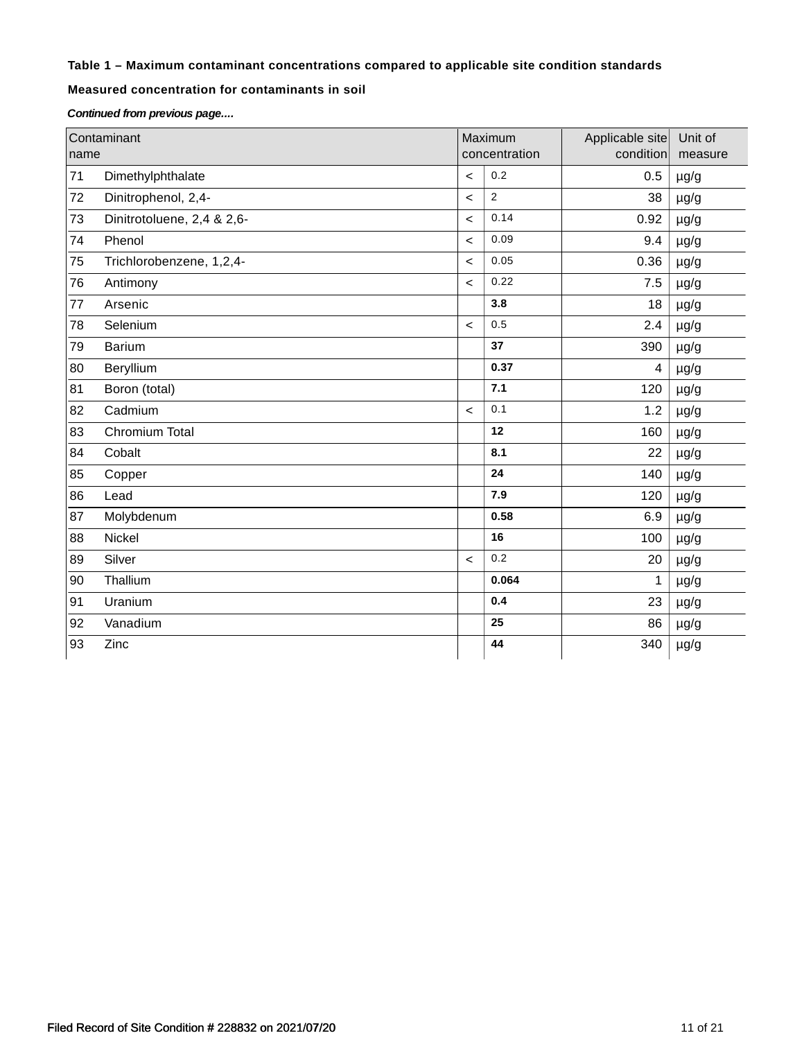**Table 1 – Maximum contaminant concentrations compared to applicable site condition standards**

**Measured concentration for contaminants in soil**

***Continued from previous page....***

| Contaminant name | | Maximum concentration | | Applicable site condition | Unit of measure |
|---|---|---|---|---|---|
| 71 | Dimethylphthalate | < | 0.2 | 0.5 | µg/g |
| 72 | Dinitrophenol, 2,4- | < | 2 | 38 | µg/g |
| 73 | Dinitrotoluene, 2,4 & 2,6- | < | 0.14 | 0.92 | µg/g |
| 74 | Phenol | < | 0.09 | 9.4 | µg/g |
| 75 | Trichlorobenzene, 1,2,4- | < | 0.05 | 0.36 | µg/g |
| 76 | Antimony | < | 0.22 | 7.5 | µg/g |
| 77 | Arsenic | | **3.8** | 18 | µg/g |
| 78 | Selenium | < | 0.5 | 2.4 | µg/g |
| 79 | Barium | | **37** | 390 | µg/g |
| 80 | Beryllium | | **0.37** | 4 | µg/g |
| 81 | Boron (total) | | **7.1** | 120 | µg/g |
| 82 | Cadmium | < | 0.1 | 1.2 | µg/g |
| 83 | Chromium Total | | **12** | 160 | µg/g |
| 84 | Cobalt | | **8.1** | 22 | µg/g |
| 85 | Copper | | **24** | 140 | µg/g |
| 86 | Lead | | **7.9** | 120 | µg/g |
| 87 | Molybdenum | | **0.58** | 6.9 | µg/g |
| 88 | Nickel | | **16** | 100 | µg/g |
| 89 | Silver | < | 0.2 | 20 | µg/g |
| 90 | Thallium | | **0.064** | 1 | µg/g |
| 91 | Uranium | | **0.4** | 23 | µg/g |
| 92 | Vanadium | | **25** | 86 | µg/g |
| 93 | Zinc | | **44** | 340 | µg/g |

Filed Record of Site Condition # 228832 on 2021/07/20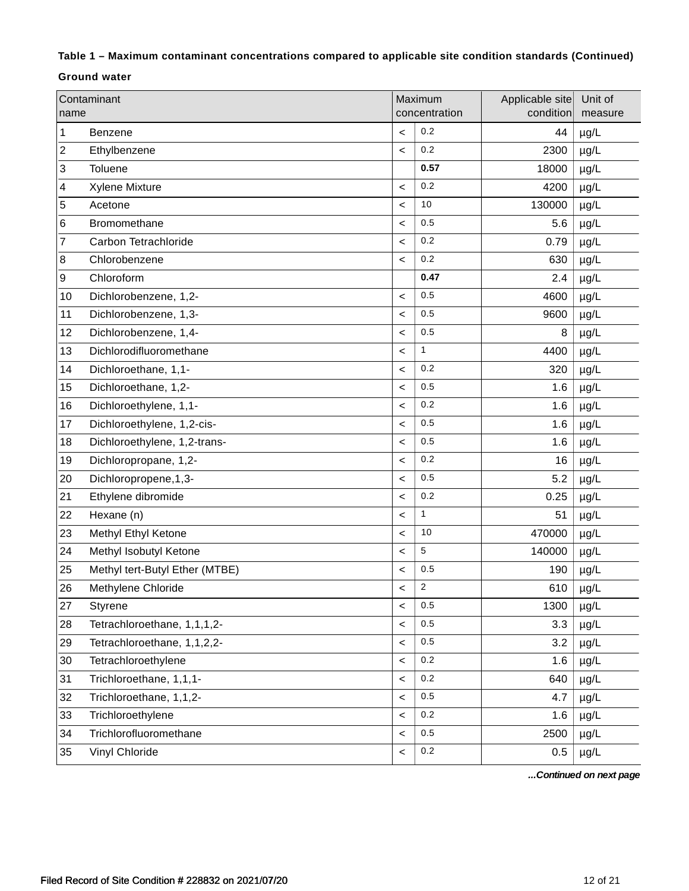**Table 1 – Maximum contaminant concentrations compared to applicable site condition standards (Continued)**

**Ground water**

| | Contaminant name | | Maximum concentration | Applicable site condition | Unit of measure |
|---|---|---|---|---|---|
| 1 | Benzene | < | 0.2 | 44 | µg/L |
| 2 | Ethylbenzene | < | 0.2 | 2300 | µg/L |
| 3 | Toluene | | **0.57** | 18000 | µg/L |
| 4 | Xylene Mixture | < | 0.2 | 4200 | µg/L |
| 5 | Acetone | < | 10 | 130000 | µg/L |
| 6 | Bromomethane | < | 0.5 | 5.6 | µg/L |
| 7 | Carbon Tetrachloride | < | 0.2 | 0.79 | µg/L |
| 8 | Chlorobenzene | < | 0.2 | 630 | µg/L |
| 9 | Chloroform | | **0.47** | 2.4 | µg/L |
| 10 | Dichlorobenzene, 1,2- | < | 0.5 | 4600 | µg/L |
| 11 | Dichlorobenzene, 1,3- | < | 0.5 | 9600 | µg/L |
| 12 | Dichlorobenzene, 1,4- | < | 0.5 | 8 | µg/L |
| 13 | Dichlorodifluoromethane | < | 1 | 4400 | µg/L |
| 14 | Dichloroethane, 1,1- | < | 0.2 | 320 | µg/L |
| 15 | Dichloroethane, 1,2- | < | 0.5 | 1.6 | µg/L |
| 16 | Dichloroethylene, 1,1- | < | 0.2 | 1.6 | µg/L |
| 17 | Dichloroethylene, 1,2-cis- | < | 0.5 | 1.6 | µg/L |
| 18 | Dichloroethylene, 1,2-trans- | < | 0.5 | 1.6 | µg/L |
| 19 | Dichloropropane, 1,2- | < | 0.2 | 16 | µg/L |
| 20 | Dichloropropene,1,3- | < | 0.5 | 5.2 | µg/L |
| 21 | Ethylene dibromide | < | 0.2 | 0.25 | µg/L |
| 22 | Hexane (n) | < | 1 | 51 | µg/L |
| 23 | Methyl Ethyl Ketone | < | 10 | 470000 | µg/L |
| 24 | Methyl Isobutyl Ketone | < | 5 | 140000 | µg/L |
| 25 | Methyl tert-Butyl Ether (MTBE) | < | 0.5 | 190 | µg/L |
| 26 | Methylene Chloride | < | 2 | 610 | µg/L |
| 27 | Styrene | < | 0.5 | 1300 | µg/L |
| 28 | Tetrachloroethane, 1,1,1,2- | < | 0.5 | 3.3 | µg/L |
| 29 | Tetrachloroethane, 1,1,2,2- | < | 0.5 | 3.2 | µg/L |
| 30 | Tetrachloroethylene | < | 0.2 | 1.6 | µg/L |
| 31 | Trichloroethane, 1,1,1- | < | 0.2 | 640 | µg/L |
| 32 | Trichloroethane, 1,1,2- | < | 0.5 | 4.7 | µg/L |
| 33 | Trichloroethylene | < | 0.2 | 1.6 | µg/L |
| 34 | Trichlorofluoromethane | < | 0.5 | 2500 | µg/L |
| 35 | Vinyl Chloride | < | 0.2 | 0.5 | µg/L |

***...Continued on next page***

Filed Record of Site Condition # 228832 on 2021/07/20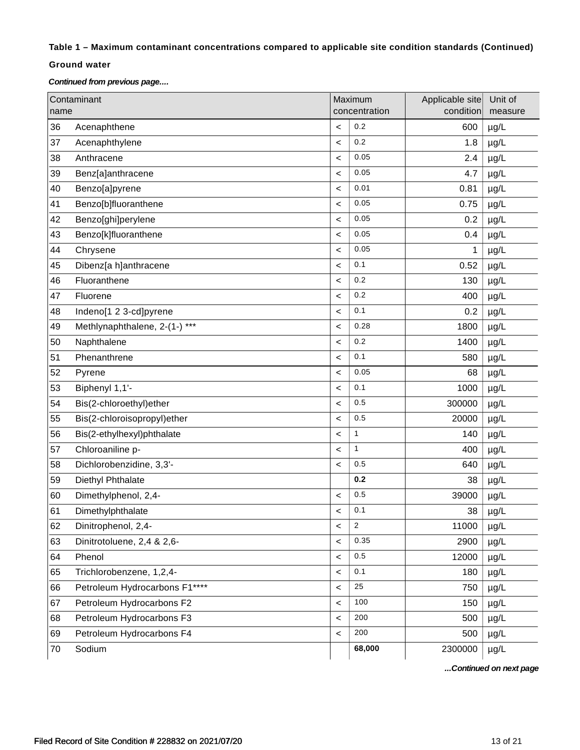**Table 1 – Maximum contaminant concentrations compared to applicable site condition standards (Continued)**

**Ground water**

***Continued from previous page....***

| Contaminant name | | Maximum concentration | | Applicable site condition | Unit of measure |
|---|---|---|---|---|---|
| 36 | Acenaphthene | < | 0.2 | 600 | µg/L |
| 37 | Acenaphthylene | < | 0.2 | 1.8 | µg/L |
| 38 | Anthracene | < | 0.05 | 2.4 | µg/L |
| 39 | Benz[a]anthracene | < | 0.05 | 4.7 | µg/L |
| 40 | Benzo[a]pyrene | < | 0.01 | 0.81 | µg/L |
| 41 | Benzo[b]fluoranthene | < | 0.05 | 0.75 | µg/L |
| 42 | Benzo[ghi]perylene | < | 0.05 | 0.2 | µg/L |
| 43 | Benzo[k]fluoranthene | < | 0.05 | 0.4 | µg/L |
| 44 | Chrysene | < | 0.05 | 1 | µg/L |
| 45 | Dibenz[a h]anthracene | < | 0.1 | 0.52 | µg/L |
| 46 | Fluoranthene | < | 0.2 | 130 | µg/L |
| 47 | Fluorene | < | 0.2 | 400 | µg/L |
| 48 | Indeno[1 2 3-cd]pyrene | < | 0.1 | 0.2 | µg/L |
| 49 | Methlynaphthalene, 2-(1-) *** | < | 0.28 | 1800 | µg/L |
| 50 | Naphthalene | < | 0.2 | 1400 | µg/L |
| 51 | Phenanthrene | < | 0.1 | 580 | µg/L |
| 52 | Pyrene | < | 0.05 | 68 | µg/L |
| 53 | Biphenyl 1,1'- | < | 0.1 | 1000 | µg/L |
| 54 | Bis(2-chloroethyl)ether | < | 0.5 | 300000 | µg/L |
| 55 | Bis(2-chloroisopropyl)ether | < | 0.5 | 20000 | µg/L |
| 56 | Bis(2-ethylhexyl)phthalate | < | 1 | 140 | µg/L |
| 57 | Chloroaniline p- | < | 1 | 400 | µg/L |
| 58 | Dichlorobenzidine, 3,3'- | < | 0.5 | 640 | µg/L |
| 59 | Diethyl Phthalate | | **0.2** | 38 | µg/L |
| 60 | Dimethylphenol, 2,4- | < | 0.5 | 39000 | µg/L |
| 61 | Dimethylphthalate | < | 0.1 | 38 | µg/L |
| 62 | Dinitrophenol, 2,4- | < | 2 | 11000 | µg/L |
| 63 | Dinitrotoluene, 2,4 & 2,6- | < | 0.35 | 2900 | µg/L |
| 64 | Phenol | < | 0.5 | 12000 | µg/L |
| 65 | Trichlorobenzene, 1,2,4- | < | 0.1 | 180 | µg/L |
| 66 | Petroleum Hydrocarbons F1**** | < | 25 | 750 | µg/L |
| 67 | Petroleum Hydrocarbons F2 | < | 100 | 150 | µg/L |
| 68 | Petroleum Hydrocarbons F3 | < | 200 | 500 | µg/L |
| 69 | Petroleum Hydrocarbons F4 | < | 200 | 500 | µg/L |
| 70 | Sodium | | **68,000** | 2300000 | µg/L |

***...Continued on next page***

Filed Record of Site Condition # 228832 on 2021/07/20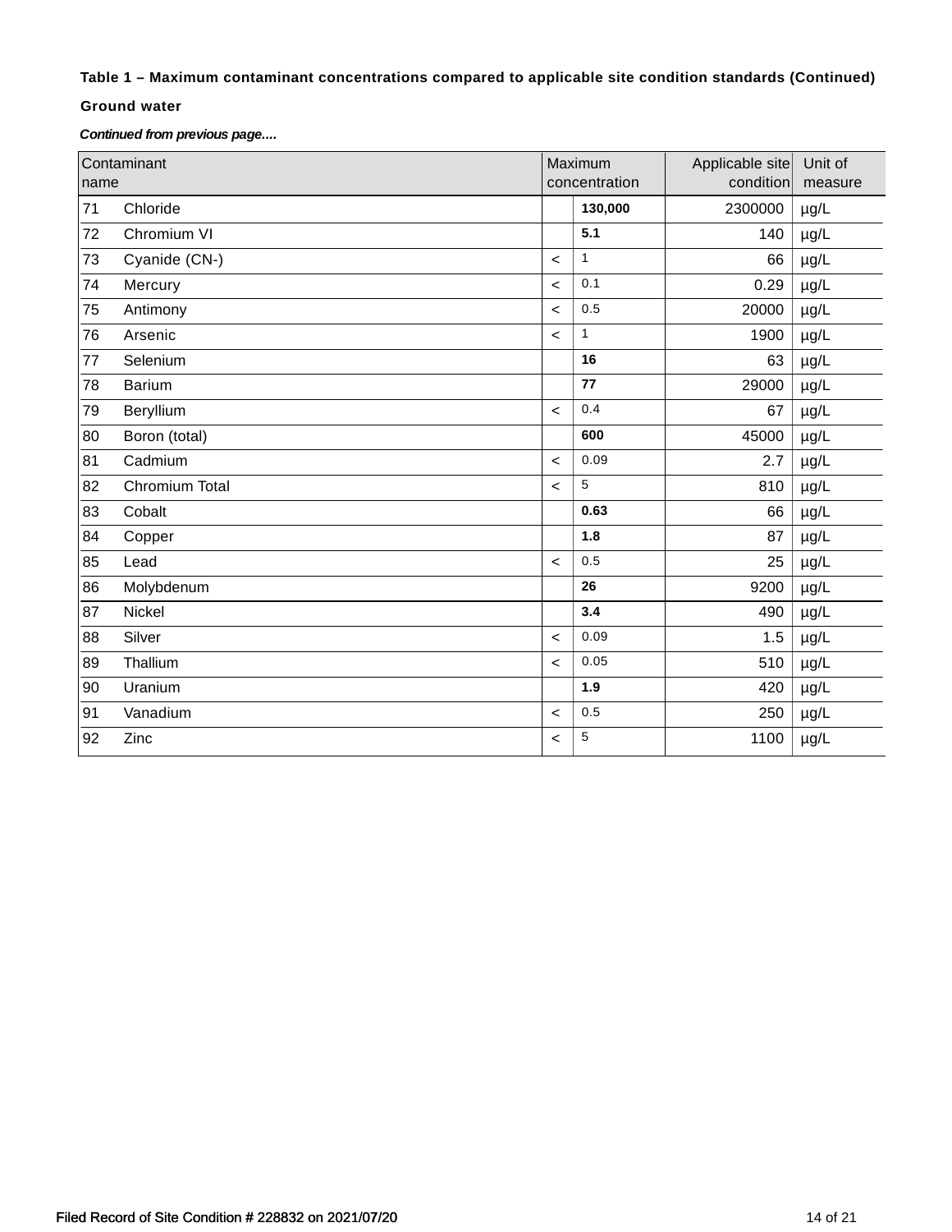**Table 1 – Maximum contaminant concentrations compared to applicable site condition standards (Continued)**

**Ground water**

***Continued from previous page....***

| Contaminant name | | Maximum concentration | | Applicable site condition | Unit of measure |
|---|---|---|---|---|---|
| 71 | Chloride | | **130,000** | 2300000 | µg/L |
| 72 | Chromium VI | | **5.1** | 140 | µg/L |
| 73 | Cyanide (CN-) | < | 1 | 66 | µg/L |
| 74 | Mercury | < | 0.1 | 0.29 | µg/L |
| 75 | Antimony | < | 0.5 | 20000 | µg/L |
| 76 | Arsenic | < | 1 | 1900 | µg/L |
| 77 | Selenium | | **16** | 63 | µg/L |
| 78 | Barium | | **77** | 29000 | µg/L |
| 79 | Beryllium | < | 0.4 | 67 | µg/L |
| 80 | Boron (total) | | **600** | 45000 | µg/L |
| 81 | Cadmium | < | 0.09 | 2.7 | µg/L |
| 82 | Chromium Total | < | 5 | 810 | µg/L |
| 83 | Cobalt | | **0.63** | 66 | µg/L |
| 84 | Copper | | **1.8** | 87 | µg/L |
| 85 | Lead | < | 0.5 | 25 | µg/L |
| 86 | Molybdenum | | **26** | 9200 | µg/L |
| 87 | Nickel | | **3.4** | 490 | µg/L |
| 88 | Silver | < | 0.09 | 1.5 | µg/L |
| 89 | Thallium | < | 0.05 | 510 | µg/L |
| 90 | Uranium | | **1.9** | 420 | µg/L |
| 91 | Vanadium | < | 0.5 | 250 | µg/L |
| 92 | Zinc | < | 5 | 1100 | µg/L |

Filed Record of Site Condition # 228832 on 2021/07/20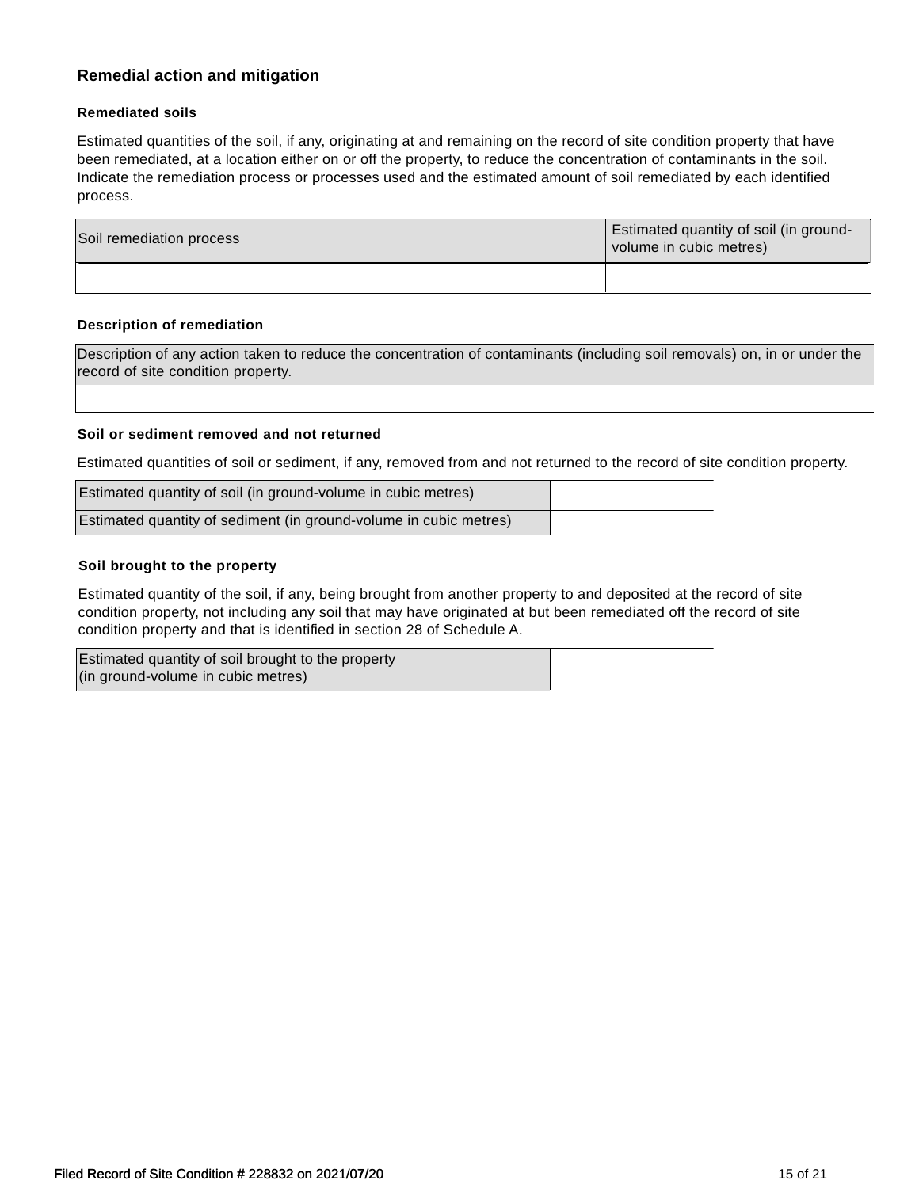## Remedial action and mitigation

### Remediated soils

Estimated quantities of the soil, if any, originating at and remaining on the record of site condition property that have been remediated, at a location either on or off the property, to reduce the concentration of contaminants in the soil. Indicate the remediation process or processes used and the estimated amount of soil remediated by each identified process.

| Soil remediation process | Estimated quantity of soil (in ground-volume in cubic metres) |
| --- | --- |
| | |

### Description of remediation

| Description of any action taken to reduce the concentration of contaminants (including soil removals) on, in or under the record of site condition property. |
| --- |
| |

### Soil or sediment removed and not returned

Estimated quantities of soil or sediment, if any, removed from and not returned to the record of site condition property.

| | |
| --- | --- |
| Estimated quantity of soil (in ground-volume in cubic metres) | |
| Estimated quantity of sediment (in ground-volume in cubic metres) | |

### Soil brought to the property

Estimated quantity of the soil, if any, being brought from another property to and deposited at the record of site condition property, not including any soil that may have originated at but been remediated off the record of site condition property and that is identified in section 28 of Schedule A.

| | |
| --- | --- |
| Estimated quantity of soil brought to the property (in ground-volume in cubic metres) | |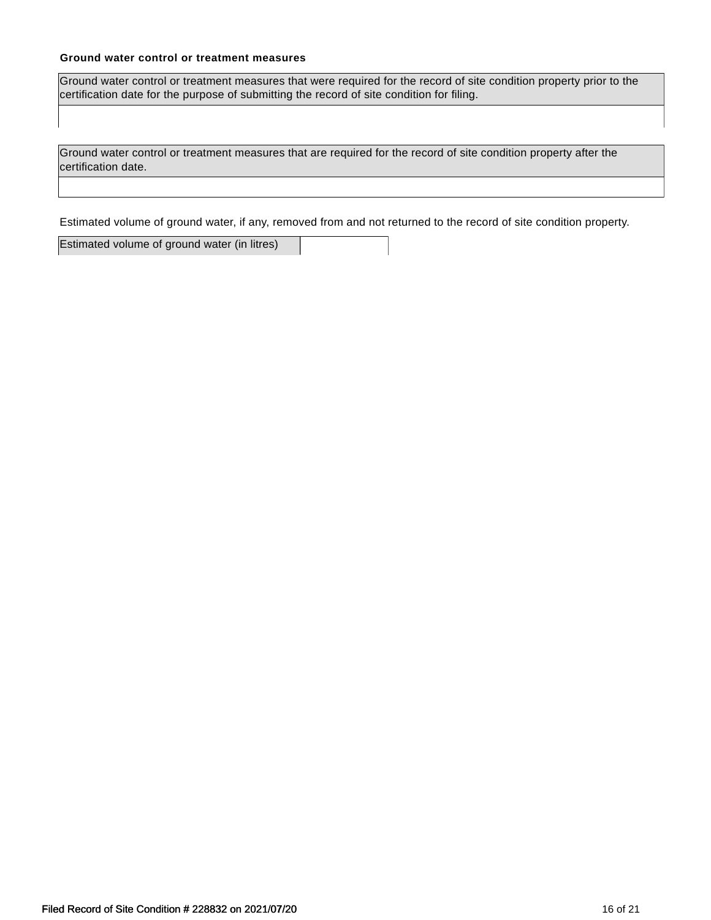**Ground water control or treatment measures**

| Ground water control or treatment measures that were required for the record of site condition property prior to the certification date for the purpose of submitting the record of site condition for filing. |
| --- |
| |

| Ground water control or treatment measures that are required for the record of site condition property after the certification date. |
| --- |
| |

Estimated volume of ground water, if any, removed from and not returned to the record of site condition property.

| Estimated volume of ground water (in litres) | |
| --- | --- |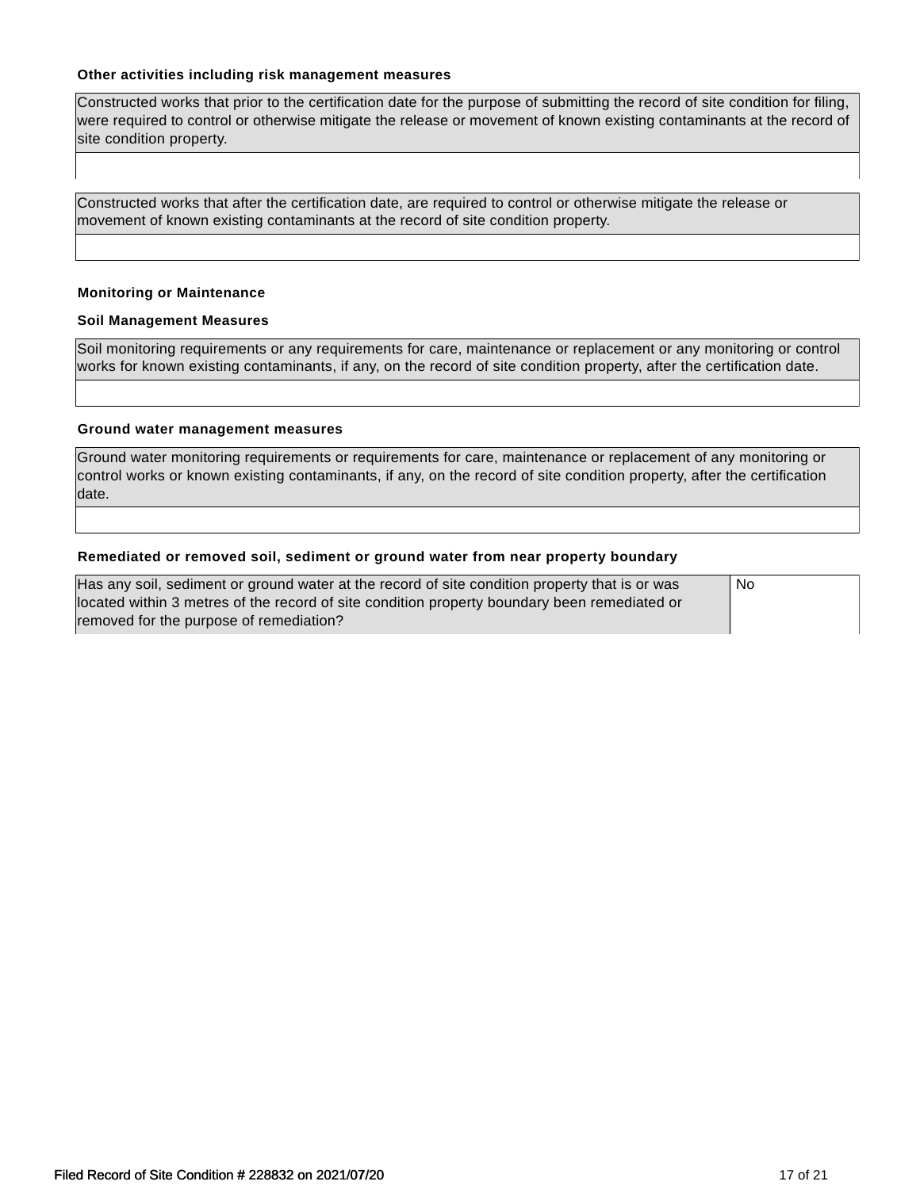### Other activities including risk management measures

| Constructed works that prior to the certification date for the purpose of submitting the record of site condition for filing, were required to control or otherwise mitigate the release or movement of known existing contaminants at the record of site condition property. |
|---|
| |

| Constructed works that after the certification date, are required to control or otherwise mitigate the release or movement of known existing contaminants at the record of site condition property. |
|---|
| |

### Monitoring or Maintenance

#### Soil Management Measures

| Soil monitoring requirements or any requirements for care, maintenance or replacement or any monitoring or control works for known existing contaminants, if any, on the record of site condition property, after the certification date. |
|---|
| |

#### Ground water management measures

| Ground water monitoring requirements or requirements for care, maintenance or replacement of any monitoring or control works or known existing contaminants, if any, on the record of site condition property, after the certification date. |
|---|
| |

### Remediated or removed soil, sediment or ground water from near property boundary

| | |
|---|---|
| Has any soil, sediment or ground water at the record of site condition property that is or was located within 3 metres of the record of site condition property boundary been remediated or removed for the purpose of remediation? | No |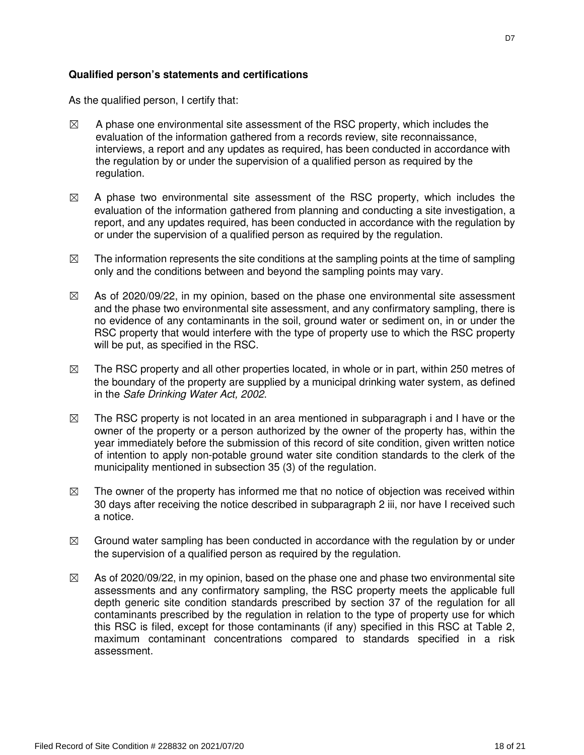**Qualified person's statements and certifications**

As the qualified person, I certify that:

- ☒ A phase one environmental site assessment of the RSC property, which includes the evaluation of the information gathered from a records review, site reconnaissance, interviews, a report and any updates as required, has been conducted in accordance with the regulation by or under the supervision of a qualified person as required by the regulation.

- ☒ A phase two environmental site assessment of the RSC property, which includes the evaluation of the information gathered from planning and conducting a site investigation, a report, and any updates required, has been conducted in accordance with the regulation by or under the supervision of a qualified person as required by the regulation.

- ☒ The information represents the site conditions at the sampling points at the time of sampling only and the conditions between and beyond the sampling points may vary.

- ☒ As of 2020/09/22, in my opinion, based on the phase one environmental site assessment and the phase two environmental site assessment, and any confirmatory sampling, there is no evidence of any contaminants in the soil, ground water or sediment on, in or under the RSC property that would interfere with the type of property use to which the RSC property will be put, as specified in the RSC.

- ☒ The RSC property and all other properties located, in whole or in part, within 250 metres of the boundary of the property are supplied by a municipal drinking water system, as defined in the *Safe Drinking Water Act, 2002*.

- ☒ The RSC property is not located in an area mentioned in subparagraph i and I have or the owner of the property or a person authorized by the owner of the property has, within the year immediately before the submission of this record of site condition, given written notice of intention to apply non-potable ground water site condition standards to the clerk of the municipality mentioned in subsection 35 (3) of the regulation.

- ☒ The owner of the property has informed me that no notice of objection was received within 30 days after receiving the notice described in subparagraph 2 iii, nor have I received such a notice.

- ☒ Ground water sampling has been conducted in accordance with the regulation by or under the supervision of a qualified person as required by the regulation.

- ☒ As of 2020/09/22, in my opinion, based on the phase one and phase two environmental site assessments and any confirmatory sampling, the RSC property meets the applicable full depth generic site condition standards prescribed by section 37 of the regulation for all contaminants prescribed by the regulation in relation to the type of property use for which this RSC is filed, except for those contaminants (if any) specified in this RSC at Table 2, maximum contaminant concentrations compared to standards specified in a risk assessment.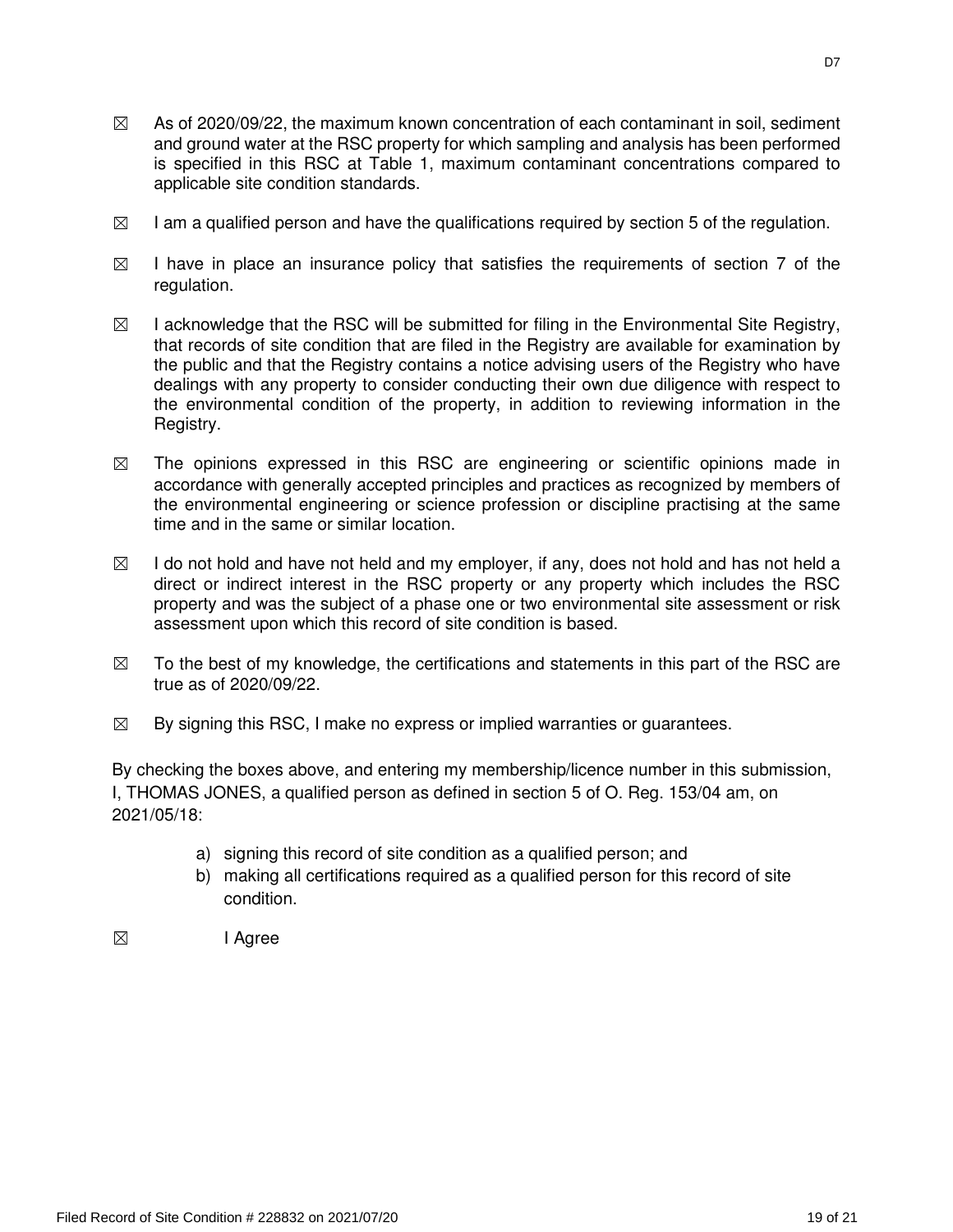- ☒ As of 2020/09/22, the maximum known concentration of each contaminant in soil, sediment and ground water at the RSC property for which sampling and analysis has been performed is specified in this RSC at Table 1, maximum contaminant concentrations compared to applicable site condition standards.

- ☒ I am a qualified person and have the qualifications required by section 5 of the regulation.

- ☒ I have in place an insurance policy that satisfies the requirements of section 7 of the regulation.

- ☒ I acknowledge that the RSC will be submitted for filing in the Environmental Site Registry, that records of site condition that are filed in the Registry are available for examination by the public and that the Registry contains a notice advising users of the Registry who have dealings with any property to consider conducting their own due diligence with respect to the environmental condition of the property, in addition to reviewing information in the Registry.

- ☒ The opinions expressed in this RSC are engineering or scientific opinions made in accordance with generally accepted principles and practices as recognized by members of the environmental engineering or science profession or discipline practising at the same time and in the same or similar location.

- ☒ I do not hold and have not held and my employer, if any, does not hold and has not held a direct or indirect interest in the RSC property or any property which includes the RSC property and was the subject of a phase one or two environmental site assessment or risk assessment upon which this record of site condition is based.

- ☒ To the best of my knowledge, the certifications and statements in this part of the RSC are true as of 2020/09/22.

- ☒ By signing this RSC, I make no express or implied warranties or guarantees.

By checking the boxes above, and entering my membership/licence number in this submission, I, THOMAS JONES, a qualified person as defined in section 5 of O. Reg. 153/04 am, on 2021/05/18:

a) signing this record of site condition as a qualified person; and
b) making all certifications required as a qualified person for this record of site condition.

☒ I Agree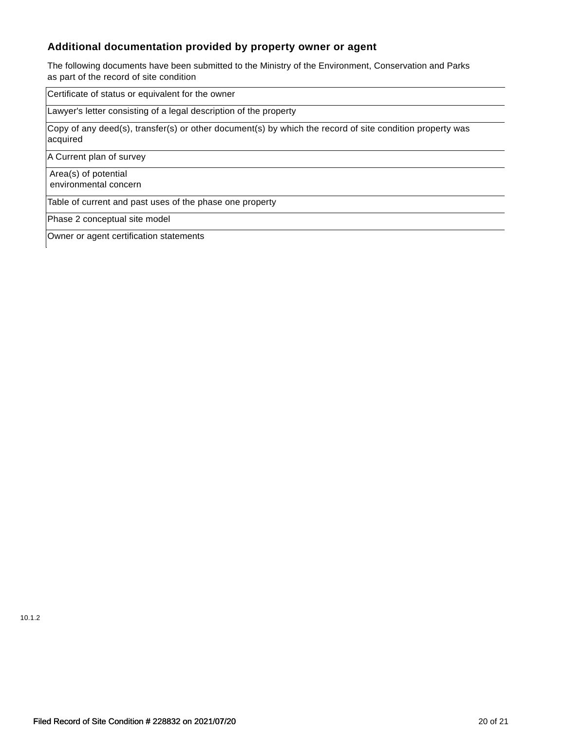### Additional documentation provided by property owner or agent

The following documents have been submitted to the Ministry of the Environment, Conservation and Parks as part of the record of site condition

| |
|---|
| Certificate of status or equivalent for the owner |
| Lawyer's letter consisting of a legal description of the property |
| Copy of any deed(s), transfer(s) or other document(s) by which the record of site condition property was acquired |
| A Current plan of survey |
| Area(s) of potential environmental concern |
| Table of current and past uses of the phase one property |
| Phase 2 conceptual site model |
| Owner or agent certification statements |

10.1.2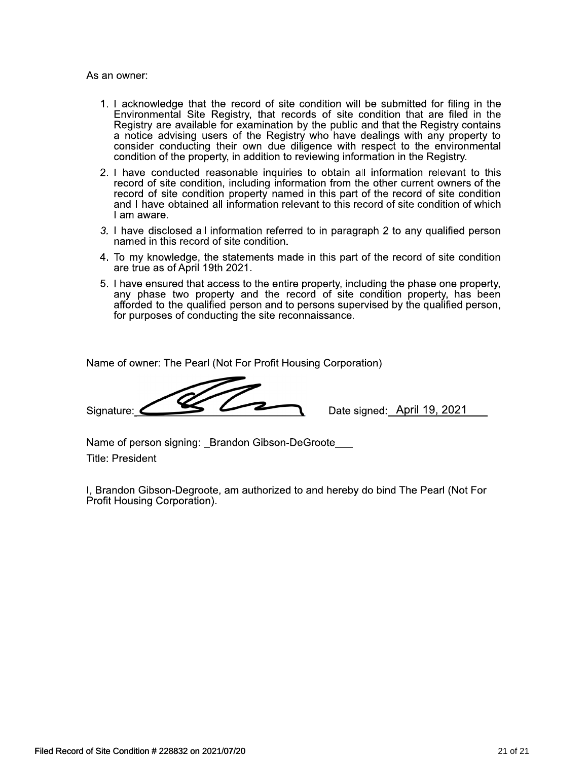As an owner:

1. I acknowledge that the record of site condition will be submitted for filing in the Environmental Site Registry, that records of site condition that are filed in the Registry are available for examination by the public and that the Registry contains a notice advising users of the Registry who have dealings with any property to consider conducting their own due diligence with respect to the environmental condition of the property, in addition to reviewing information in the Registry.
2. I have conducted reasonable inquiries to obtain all information relevant to this record of site condition, including information from the other current owners of the record of site condition property named in this part of the record of site condition and I have obtained all information relevant to this record of site condition of which I am aware.
3. I have disclosed all information referred to in paragraph 2 to any qualified person named in this record of site condition.
4. To my knowledge, the statements made in this part of the record of site condition are true as of April 19th 2021.
5. I have ensured that access to the entire property, including the phase one property, any phase two property and the record of site condition property, has been afforded to the qualified person and to persons supervised by the qualified person, for purposes of conducting the site reconnaissance.

Name of owner: The Pearl (Not For Profit Housing Corporation)

Signature: ______________________ Date signed: April 19, 2021

Name of person signing: _Brandon Gibson-DeGroote___

Title: President

I, Brandon Gibson-Degroote, am authorized to and hereby do bind The Pearl (Not For Profit Housing Corporation).

Filed Record of Site Condition # 228832 on 2021/07/20